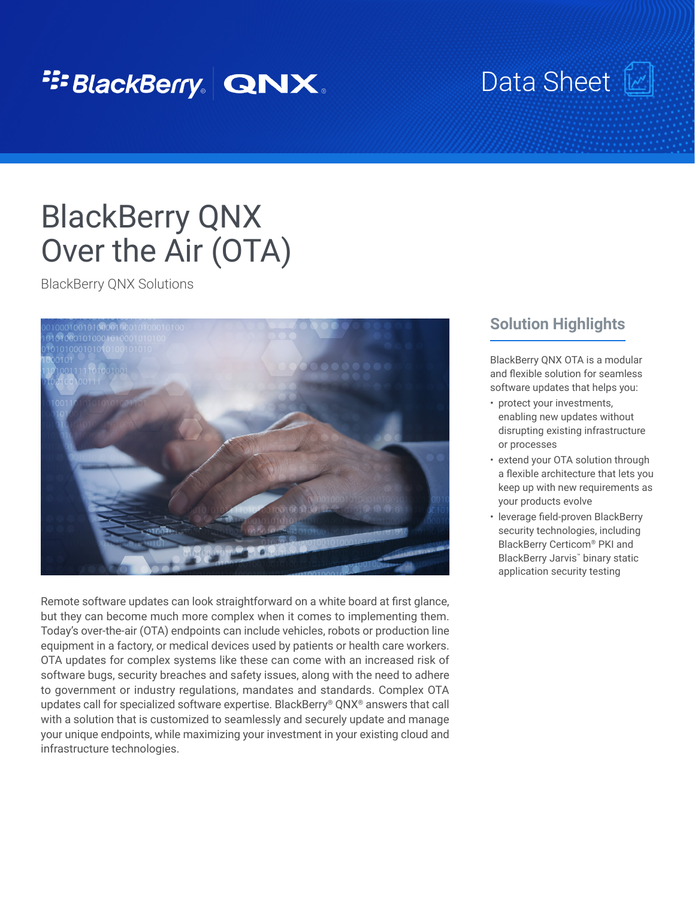BlackBerry QNX

Data Sheet

# BlackBerry QNX Over the Air (OTA)

BlackBerry QNX Solutions

Remote software updates can look straightforward on a white board at first glance, but they can become much more complex when it comes to implementing them. Today's over-the-air (OTA) endpoints can include vehicles, robots or production line equipment in a factory, or medical devices used by patients or health care workers. OTA updates for complex systems like these can come with an increased risk of software bugs, security breaches and safety issues, along with the need to adhere to government or industry regulations, mandates and standards. Complex OTA updates call for specialized software expertise. BlackBerry® QNX® answers that call with a solution that is customized to seamlessly and securely update and manage your unique endpoints, while maximizing your investment in your existing cloud and infrastructure technologies.

## Solution Highlights

BlackBerry QNX OTA is a modular and flexible solution for seamless software updates that helps you:

- protect your investments, enabling new updates without disrupting existing infrastructure or processes
- extend your OTA solution through a flexible architecture that lets you keep up with new requirements as your products evolve
- leverage field-proven BlackBerry security technologies, including BlackBerry Certicom® PKI and BlackBerry Jarvis™ binary static application security testing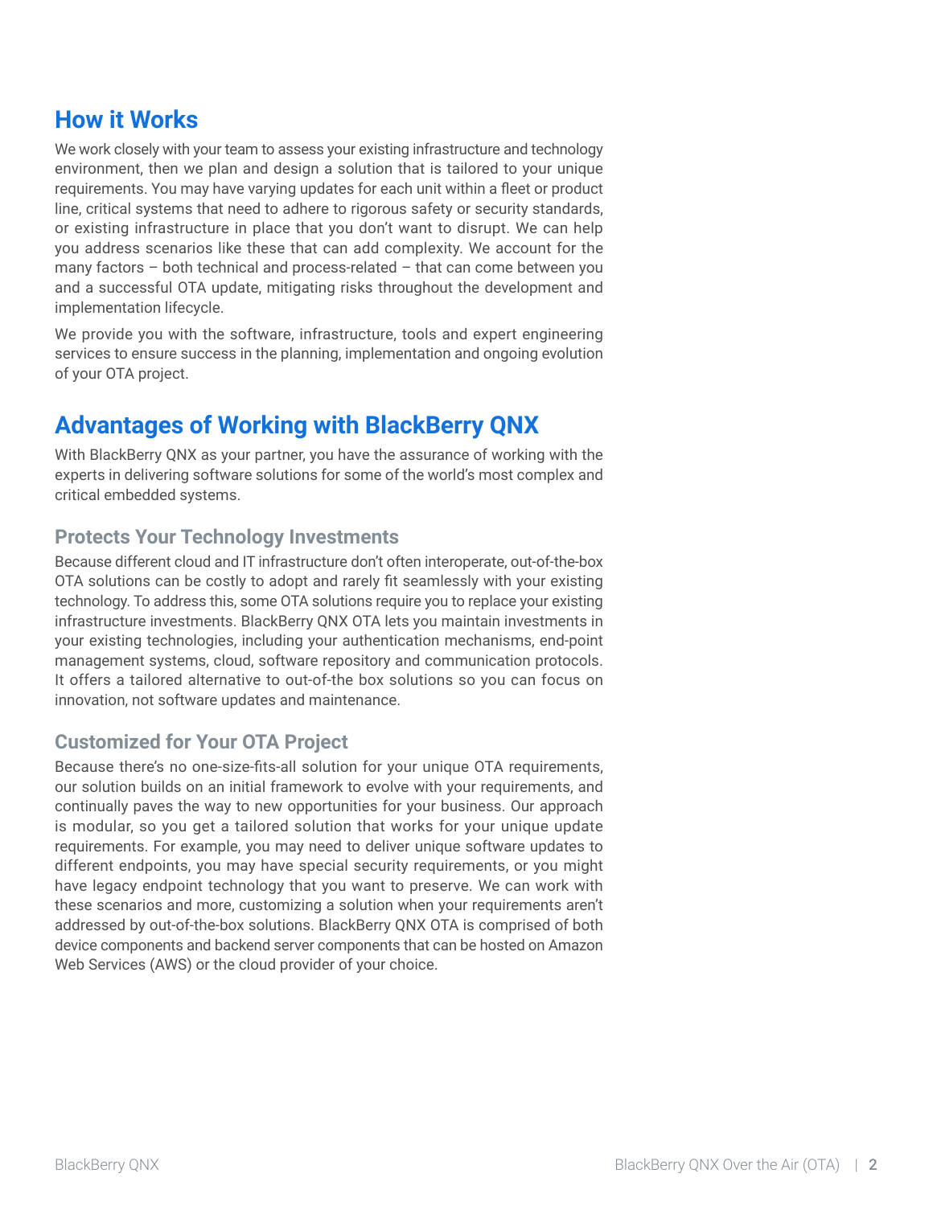## How it Works

We work closely with your team to assess your existing infrastructure and technology environment, then we plan and design a solution that is tailored to your unique requirements. You may have varying updates for each unit within a fleet or product line, critical systems that need to adhere to rigorous safety or security standards, or existing infrastructure in place that you don't want to disrupt. We can help you address scenarios like these that can add complexity. We account for the many factors – both technical and process-related – that can come between you and a successful OTA update, mitigating risks throughout the development and implementation lifecycle.

We provide you with the software, infrastructure, tools and expert engineering services to ensure success in the planning, implementation and ongoing evolution of your OTA project.

## Advantages of Working with BlackBerry QNX

With BlackBerry QNX as your partner, you have the assurance of working with the experts in delivering software solutions for some of the world's most complex and critical embedded systems.

### Protects Your Technology Investments

Because different cloud and IT infrastructure don't often interoperate, out-of-the-box OTA solutions can be costly to adopt and rarely fit seamlessly with your existing technology. To address this, some OTA solutions require you to replace your existing infrastructure investments. BlackBerry QNX OTA lets you maintain investments in your existing technologies, including your authentication mechanisms, end-point management systems, cloud, software repository and communication protocols. It offers a tailored alternative to out-of-the box solutions so you can focus on innovation, not software updates and maintenance.

### Customized for Your OTA Project

Because there's no one-size-fits-all solution for your unique OTA requirements, our solution builds on an initial framework to evolve with your requirements, and continually paves the way to new opportunities for your business. Our approach is modular, so you get a tailored solution that works for your unique update requirements. For example, you may need to deliver unique software updates to different endpoints, you may have special security requirements, or you might have legacy endpoint technology that you want to preserve. We can work with these scenarios and more, customizing a solution when your requirements aren't addressed by out-of-the-box solutions. BlackBerry QNX OTA is comprised of both device components and backend server components that can be hosted on Amazon Web Services (AWS) or the cloud provider of your choice.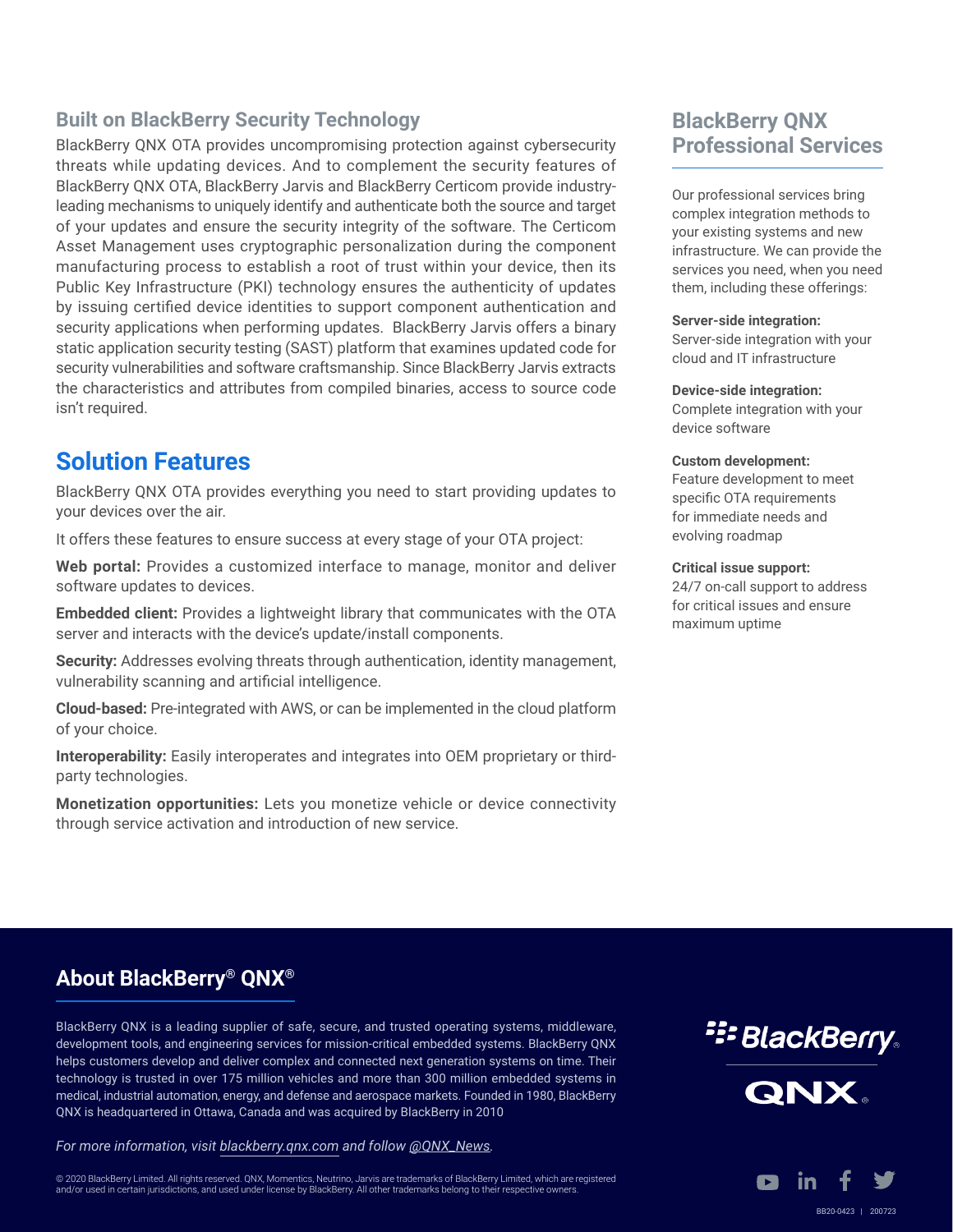## Built on BlackBerry Security Technology

BlackBerry QNX OTA provides uncompromising protection against cybersecurity threats while updating devices. And to complement the security features of BlackBerry QNX OTA, BlackBerry Jarvis and BlackBerry Certicom provide industry-leading mechanisms to uniquely identify and authenticate both the source and target of your updates and ensure the security integrity of the software. The Certicom Asset Management uses cryptographic personalization during the component manufacturing process to establish a root of trust within your device, then its Public Key Infrastructure (PKI) technology ensures the authenticity of updates by issuing certified device identities to support component authentication and security applications when performing updates. BlackBerry Jarvis offers a binary static application security testing (SAST) platform that examines updated code for security vulnerabilities and software craftsmanship. Since BlackBerry Jarvis extracts the characteristics and attributes from compiled binaries, access to source code isn't required.

## Solution Features

BlackBerry QNX OTA provides everything you need to start providing updates to your devices over the air.

It offers these features to ensure success at every stage of your OTA project:

**Web portal:** Provides a customized interface to manage, monitor and deliver software updates to devices.

**Embedded client:** Provides a lightweight library that communicates with the OTA server and interacts with the device's update/install components.

**Security:** Addresses evolving threats through authentication, identity management, vulnerability scanning and artificial intelligence.

**Cloud-based:** Pre-integrated with AWS, or can be implemented in the cloud platform of your choice.

**Interoperability:** Easily interoperates and integrates into OEM proprietary or third-party technologies.

**Monetization opportunities:** Lets you monetize vehicle or device connectivity through service activation and introduction of new service.

## BlackBerry QNX Professional Services

Our professional services bring complex integration methods to your existing systems and new infrastructure. We can provide the services you need, when you need them, including these offerings:

**Server-side integration:**
Server-side integration with your cloud and IT infrastructure

**Device-side integration:**
Complete integration with your device software

**Custom development:**
Feature development to meet specific OTA requirements for immediate needs and evolving roadmap

**Critical issue support:**
24/7 on-call support to address for critical issues and ensure maximum uptime

## About BlackBerry® QNX®

BlackBerry QNX is a leading supplier of safe, secure, and trusted operating systems, middleware, development tools, and engineering services for mission-critical embedded systems. BlackBerry QNX helps customers develop and deliver complex and connected next generation systems on time. Their technology is trusted in over 175 million vehicles and more than 300 million embedded systems in medical, industrial automation, energy, and defense and aerospace markets. Founded in 1980, BlackBerry QNX is headquartered in Ottawa, Canada and was acquired by BlackBerry in 2010

*For more information, visit blackberry.qnx.com and follow @QNX_News.*

© 2020 BlackBerry Limited. All rights reserved. QNX, Momentics, Neutrino, Jarvis are trademarks of BlackBerry Limited, which are registered and/or used in certain jurisdictions, and used under license by BlackBerry. All other trademarks belong to their respective owners.

BB20-0423 | 200723